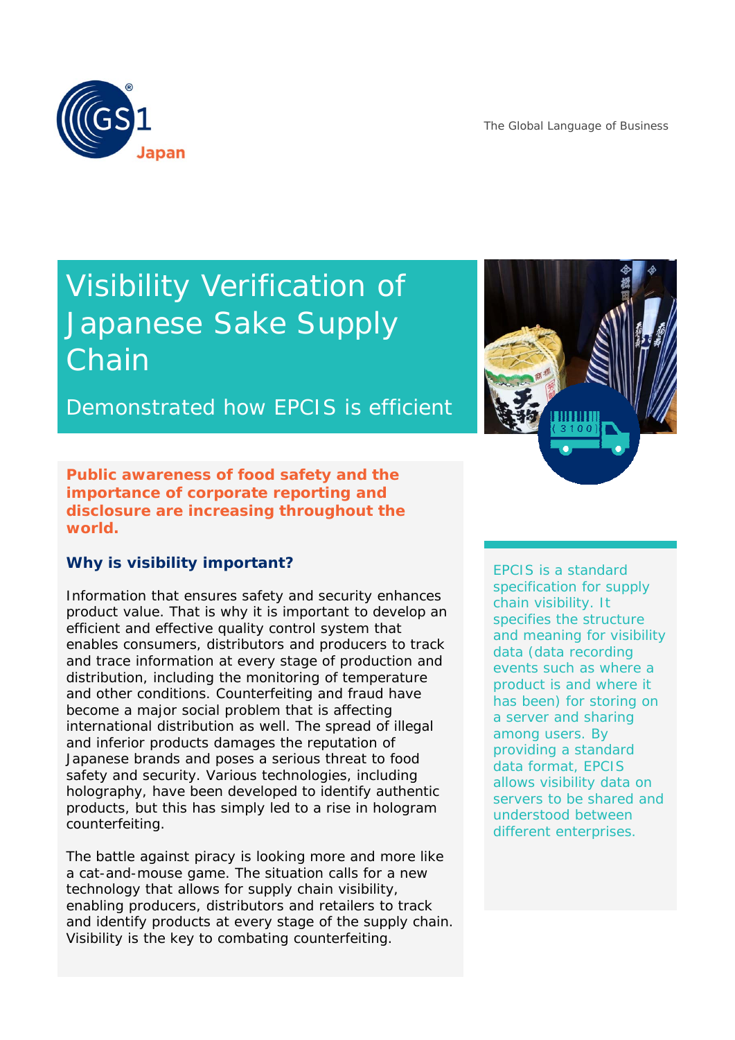The Global Language of Business

# Visibility Verification of Japanese Sake Supply Chain

## Demonstrated how EPCIS is efficient

**Public awareness of food safety and the importance of corporate reporting and disclosure are increasing throughout the world.**

### Why is visibility important?

Information that ensures safety and security enhances product value. That is why it is important to develop an efficient and effective quality control system that enables consumers, distributors and producers to track and trace information at every stage of production and distribution, including the monitoring of temperature and other conditions. Counterfeiting and fraud have become a major social problem that is affecting international distribution as well. The spread of illegal and inferior products damages the reputation of Japanese brands and poses a serious threat to food safety and security. Various technologies, including holography, have been developed to identify authentic products, but this has simply led to a rise in hologram counterfeiting.

The battle against piracy is looking more and more like a cat-and-mouse game. The situation calls for a new technology that allows for supply chain visibility, enabling producers, distributors and retailers to track and identify products at every stage of the supply chain. Visibility is the key to combating counterfeiting.

EPCIS is a standard specification for supply chain visibility. It specifies the structure and meaning for visibility data (data recording events such as where a product is and where it has been) for storing on a server and sharing among users. By providing a standard data format, EPCIS allows visibility data on servers to be shared and understood between different enterprises.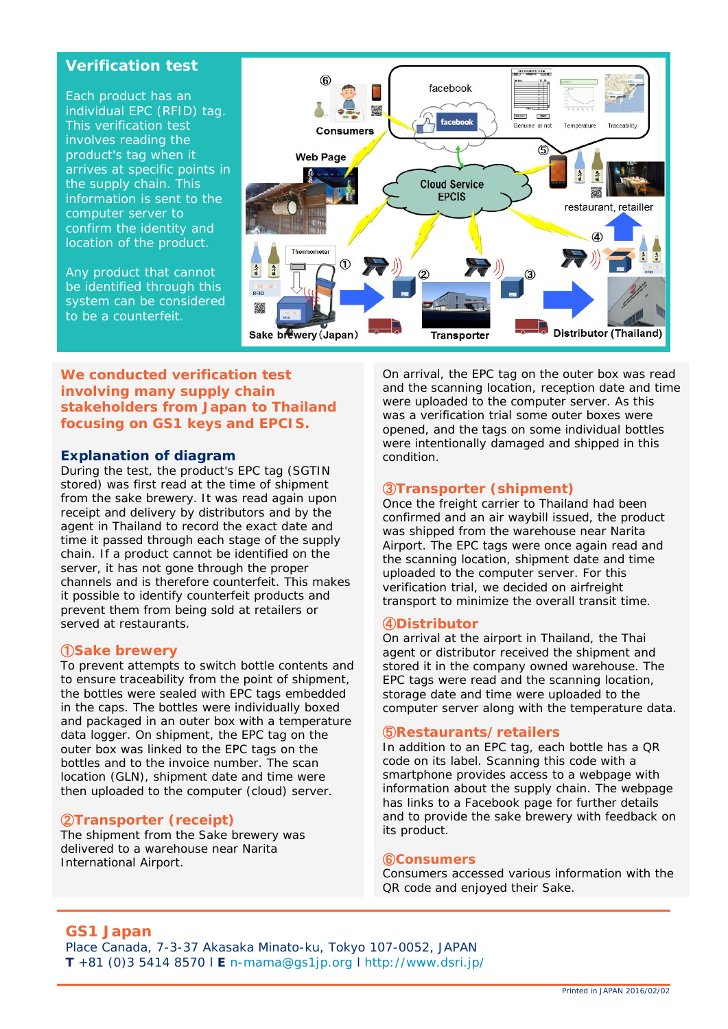## Verification test

Each product has an individual EPC (RFID) tag. This verification test involves reading the product's tag when it arrives at specific points in the supply chain. This information is sent to the computer server to confirm the identity and location of the product.

Any product that cannot be identified through this system can be considered to be a counterfeit.

⑥
Consumers
Web Page
facebook
Genuine or not
Temperature
Traceability
⑤
Cloud Service
EPCIS
restaurant, retailer
④
Thermometer
RFID
①
②
③
Sake brewery (Japan)
Transporter
Distributor (Thailand)

**We conducted verification test involving many supply chain stakeholders from Japan to Thailand focusing on GS1 keys and EPCIS.**

### Explanation of diagram

During the test, the product's EPC tag (SGTIN stored) was first read at the time of shipment from the sake brewery. It was read again upon receipt and delivery by distributors and by the agent in Thailand to record the exact date and time it passed through each stage of the supply chain. If a product cannot be identified on the server, it has not gone through the proper channels and is therefore counterfeit. This makes it possible to identify counterfeit products and prevent them from being sold at retailers or served at restaurants.

### ①Sake brewery

To prevent attempts to switch bottle contents and to ensure traceability from the point of shipment, the bottles were sealed with EPC tags embedded in the caps. The bottles were individually boxed and packaged in an outer box with a temperature data logger. On shipment, the EPC tag on the outer box was linked to the EPC tags on the bottles and to the invoice number. The scan location (GLN), shipment date and time were then uploaded to the computer (cloud) server.

### ②Transporter (receipt)

The shipment from the Sake brewery was delivered to a warehouse near Narita International Airport.

On arrival, the EPC tag on the outer box was read and the scanning location, reception date and time were uploaded to the computer server. As this was a verification trial some outer boxes were opened, and the tags on some individual bottles were intentionally damaged and shipped in this condition.

### ③Transporter (shipment)

Once the freight carrier to Thailand had been confirmed and an air waybill issued, the product was shipped from the warehouse near Narita Airport. The EPC tags were once again read and the scanning location, shipment date and time uploaded to the computer server. For this verification trial, we decided on airfreight transport to minimize the overall transit time.

### ④Distributor

On arrival at the airport in Thailand, the Thai agent or distributor received the shipment and stored it in the company owned warehouse. The EPC tags were read and the scanning location, storage date and time were uploaded to the computer server along with the temperature data.

### ⑤Restaurants/retailers

In addition to an EPC tag, each bottle has a QR code on its label. Scanning this code with a smartphone provides access to a webpage with information about the supply chain. The webpage has links to a Facebook page for further details and to provide the sake brewery with feedback on its product.

### ⑥Consumers

Consumers accessed various information with the QR code and enjoyed their Sake.

---

**GS1 Japan**
Place Canada, 7-3-37 Akasaka Minato-ku, Tokyo 107-0052, JAPAN
**T** +81 (0)3 5414 8570 l **E** n-mama@gs1jp.org l http://www.dsri.jp/

Printed in JAPAN 2016/02/02